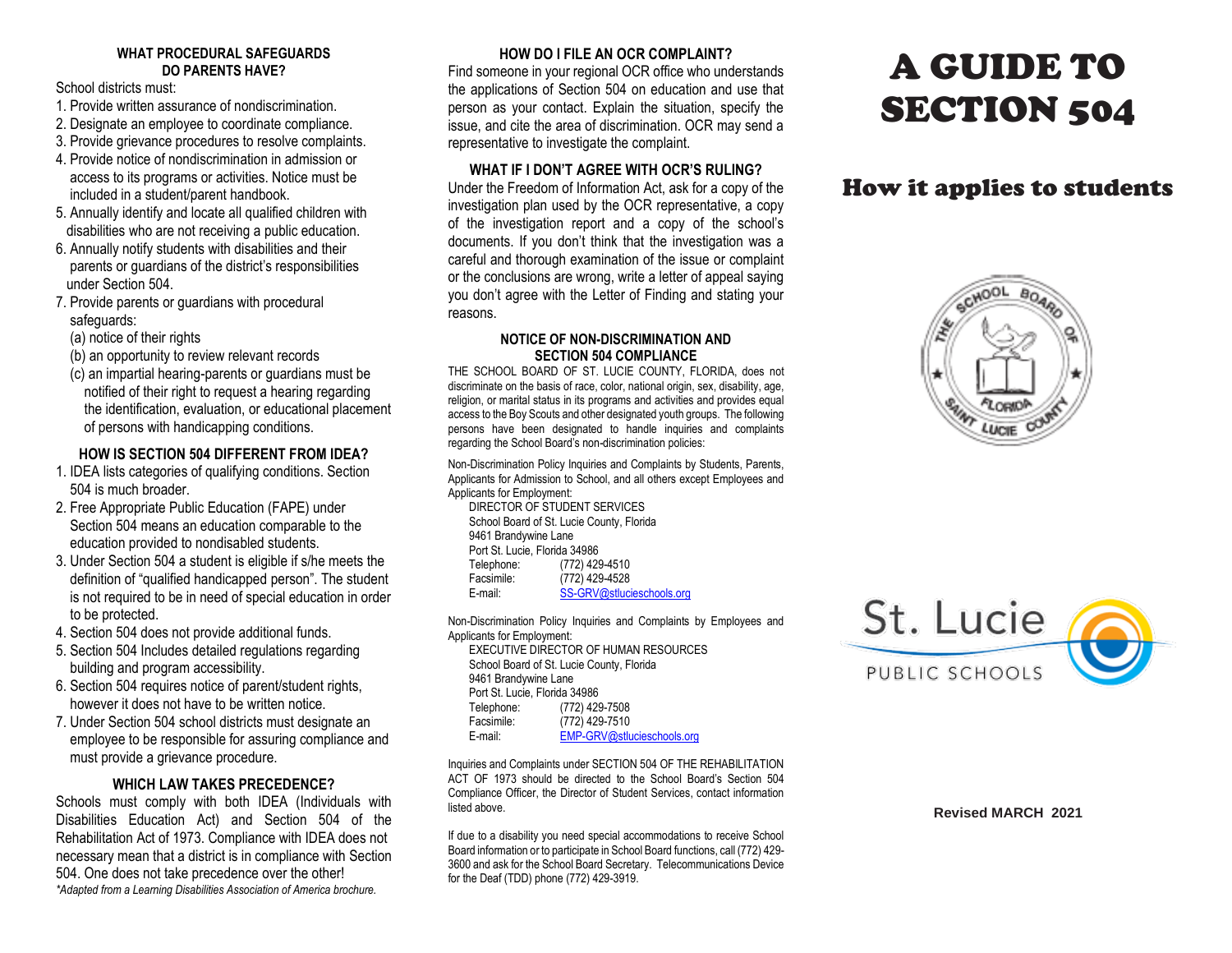# A GUIDE TO SECTION 504

## How it applies to students

St. Lucie PUBLIC SCHOOLS

Revised MARCH 2021

### WHAT PROCEDURAL SAFEGUARDS DO PARENTS HAVE?

School districts must:

1. Provide written assurance of nondiscrimination.
2. Designate an employee to coordinate compliance.
3. Provide grievance procedures to resolve complaints.
4. Provide notice of nondiscrimination in admission or access to its programs or activities. Notice must be included in a student/parent handbook.
5. Annually identify and locate all qualified children with disabilities who are not receiving a public education.
6. Annually notify students with disabilities and their parents or guardians of the district's responsibilities under Section 504.
7. Provide parents or guardians with procedural safeguards:
   (a) notice of their rights
   (b) an opportunity to review relevant records
   (c) an impartial hearing-parents or guardians must be notified of their right to request a hearing regarding the identification, evaluation, or educational placement of persons with handicapping conditions.

### HOW IS SECTION 504 DIFFERENT FROM IDEA?

1. IDEA lists categories of qualifying conditions. Section 504 is much broader.
2. Free Appropriate Public Education (FAPE) under Section 504 means an education comparable to the education provided to nondisabled students.
3. Under Section 504 a student is eligible if s/he meets the definition of "qualified handicapped person". The student is not required to be in need of special education in order to be protected.
4. Section 504 does not provide additional funds.
5. Section 504 Includes detailed regulations regarding building and program accessibility.
6. Section 504 requires notice of parent/student rights, however it does not have to be written notice.
7. Under Section 504 school districts must designate an employee to be responsible for assuring compliance and must provide a grievance procedure.

### WHICH LAW TAKES PRECEDENCE?

Schools must comply with both IDEA (Individuals with Disabilities Education Act) and Section 504 of the Rehabilitation Act of 1973. Compliance with IDEA does not necessary mean that a district is in compliance with Section 504. One does not take precedence over the other!

*\*Adapted from a Learning Disabilities Association of America brochure.*

### HOW DO I FILE AN OCR COMPLAINT?

Find someone in your regional OCR office who understands the applications of Section 504 on education and use that person as your contact. Explain the situation, specify the issue, and cite the area of discrimination. OCR may send a representative to investigate the complaint.

### WHAT IF I DON'T AGREE WITH OCR'S RULING?

Under the Freedom of Information Act, ask for a copy of the investigation plan used by the OCR representative, a copy of the investigation report and a copy of the school's documents. If you don't think that the investigation was a careful and thorough examination of the issue or complaint or the conclusions are wrong, write a letter of appeal saying you don't agree with the Letter of Finding and stating your reasons.

### NOTICE OF NON-DISCRIMINATION AND SECTION 504 COMPLIANCE

THE SCHOOL BOARD OF ST. LUCIE COUNTY, FLORIDA, does not discriminate on the basis of race, color, national origin, sex, disability, age, religion, or marital status in its programs and activities and provides equal access to the Boy Scouts and other designated youth groups. The following persons have been designated to handle inquiries and complaints regarding the School Board's non-discrimination policies:

Non-Discrimination Policy Inquiries and Complaints by Students, Parents, Applicants for Admission to School, and all others except Employees and Applicants for Employment:

DIRECTOR OF STUDENT SERVICES
School Board of St. Lucie County, Florida
9461 Brandywine Lane
Port St. Lucie, Florida 34986
Telephone: (772) 429-4510
Facsimile: (772) 429-4528
E-mail: SS-GRV@stlucieschools.org

Non-Discrimination Policy Inquiries and Complaints by Employees and Applicants for Employment:

EXECUTIVE DIRECTOR OF HUMAN RESOURCES
School Board of St. Lucie County, Florida
9461 Brandywine Lane
Port St. Lucie, Florida 34986
Telephone: (772) 429-7508
Facsimile: (772) 429-7510
E-mail: EMP-GRV@stlucieschools.org

Inquiries and Complaints under SECTION 504 OF THE REHABILITATION ACT OF 1973 should be directed to the School Board's Section 504 Compliance Officer, the Director of Student Services, contact information listed above.

If due to a disability you need special accommodations to receive School Board information or to participate in School Board functions, call (772) 429-3600 and ask for the School Board Secretary. Telecommunications Device for the Deaf (TDD) phone (772) 429-3919.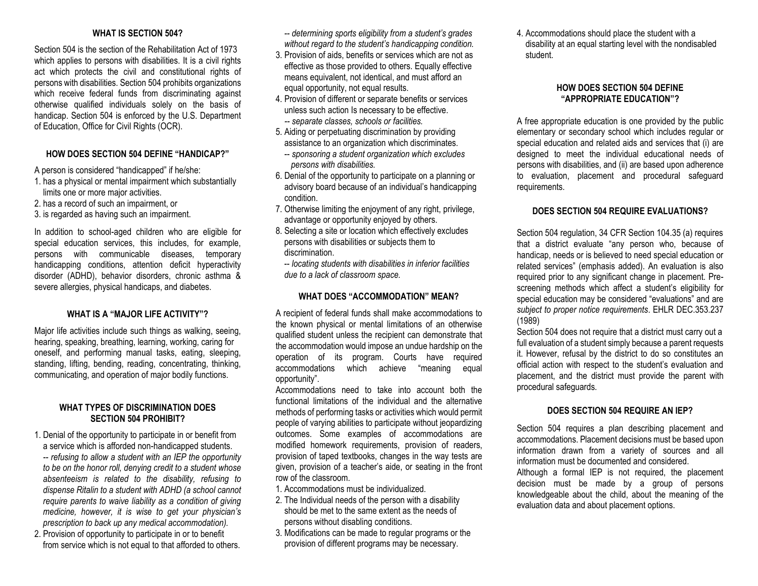## WHAT IS SECTION 504?

Section 504 is the section of the Rehabilitation Act of 1973 which applies to persons with disabilities. It is a civil rights act which protects the civil and constitutional rights of persons with disabilities. Section 504 prohibits organizations which receive federal funds from discriminating against otherwise qualified individuals solely on the basis of handicap. Section 504 is enforced by the U.S. Department of Education, Office for Civil Rights (OCR).

## HOW DOES SECTION 504 DEFINE "HANDICAP?"

A person is considered "handicapped" if he/she:

1. has a physical or mental impairment which substantially limits one or more major activities.
2. has a record of such an impairment, or
3. is regarded as having such an impairment.

In addition to school-aged children who are eligible for special education services, this includes, for example, persons with communicable diseases, temporary handicapping conditions, attention deficit hyperactivity disorder (ADHD), behavior disorders, chronic asthma & severe allergies, physical handicaps, and diabetes.

## WHAT IS A "MAJOR LIFE ACTIVITY"?

Major life activities include such things as walking, seeing, hearing, speaking, breathing, learning, working, caring for oneself, and performing manual tasks, eating, sleeping, standing, lifting, bending, reading, concentrating, thinking, communicating, and operation of major bodily functions.

## WHAT TYPES OF DISCRIMINATION DOES SECTION 504 PROHIBIT?

1. Denial of the opportunity to participate in or benefit from a service which is afforded non-handicapped students.
   *-- refusing to allow a student with an IEP the opportunity to be on the honor roll, denying credit to a student whose absenteeism is related to the disability, refusing to dispense Ritalin to a student with ADHD (a school cannot require parents to waive liability as a condition of giving medicine, however, it is wise to get your physician's prescription to back up any medical accommodation).*
2. Provision of opportunity to participate in or to benefit from service which is not equal to that afforded to others.
   *-- determining sports eligibility from a student's grades without regard to the student's handicapping condition.*
3. Provision of aids, benefits or services which are not as effective as those provided to others. Equally effective means equivalent, not identical, and must afford an equal opportunity, not equal results.
4. Provision of different or separate benefits or services unless such action Is necessary to be effective.
   *-- separate classes, schools or facilities.*
5. Aiding or perpetuating discrimination by providing assistance to an organization which discriminates.
   *-- sponsoring a student organization which excludes persons with disabilities.*
6. Denial of the opportunity to participate on a planning or advisory board because of an individual's handicapping condition.
7. Otherwise limiting the enjoyment of any right, privilege, advantage or opportunity enjoyed by others.
8. Selecting a site or location which effectively excludes persons with disabilities or subjects them to discrimination.
   *-- locating students with disabilities in inferior facilities due to a lack of classroom space.*

## WHAT DOES "ACCOMMODATION" MEAN?

A recipient of federal funds shall make accommodations to the known physical or mental limitations of an otherwise qualified student unless the recipient can demonstrate that the accommodation would impose an undue hardship on the operation of its program. Courts have required accommodations which achieve "meaning equal opportunity".

Accommodations need to take into account both the functional limitations of the individual and the alternative methods of performing tasks or activities which would permit people of varying abilities to participate without jeopardizing outcomes. Some examples of accommodations are modified homework requirements, provision of readers, provision of taped textbooks, changes in the way tests are given, provision of a teacher's aide, or seating in the front row of the classroom.

1. Accommodations must be individualized.
2. The Individual needs of the person with a disability should be met to the same extent as the needs of persons without disabling conditions.
3. Modifications can be made to regular programs or the provision of different programs may be necessary.
4. Accommodations should place the student with a disability at an equal starting level with the nondisabled student.

## HOW DOES SECTION 504 DEFINE "APPROPRIATE EDUCATION"?

A free appropriate education is one provided by the public elementary or secondary school which includes regular or special education and related aids and services that (i) are designed to meet the individual educational needs of persons with disabilities, and (ii) are based upon adherence to evaluation, placement and procedural safeguard requirements.

## DOES SECTION 504 REQUIRE EVALUATIONS?

Section 504 regulation, 34 CFR Section 104.35 (a) requires that a district evaluate "any person who, because of handicap, needs or is believed to need special education or related services" (emphasis added). An evaluation is also required prior to any significant change in placement. Pre-screening methods which affect a student's eligibility for special education may be considered "evaluations" and are *subject to proper notice requirements*. EHLR DEC.353.237 (1989)

Section 504 does not require that a district must carry out a full evaluation of a student simply because a parent requests it. However, refusal by the district to do so constitutes an official action with respect to the student's evaluation and placement, and the district must provide the parent with procedural safeguards.

## DOES SECTION 504 REQUIRE AN IEP?

Section 504 requires a plan describing placement and accommodations. Placement decisions must be based upon information drawn from a variety of sources and all information must be documented and considered.

Although a formal IEP is not required, the placement decision must be made by a group of persons knowledgeable about the child, about the meaning of the evaluation data and about placement options.